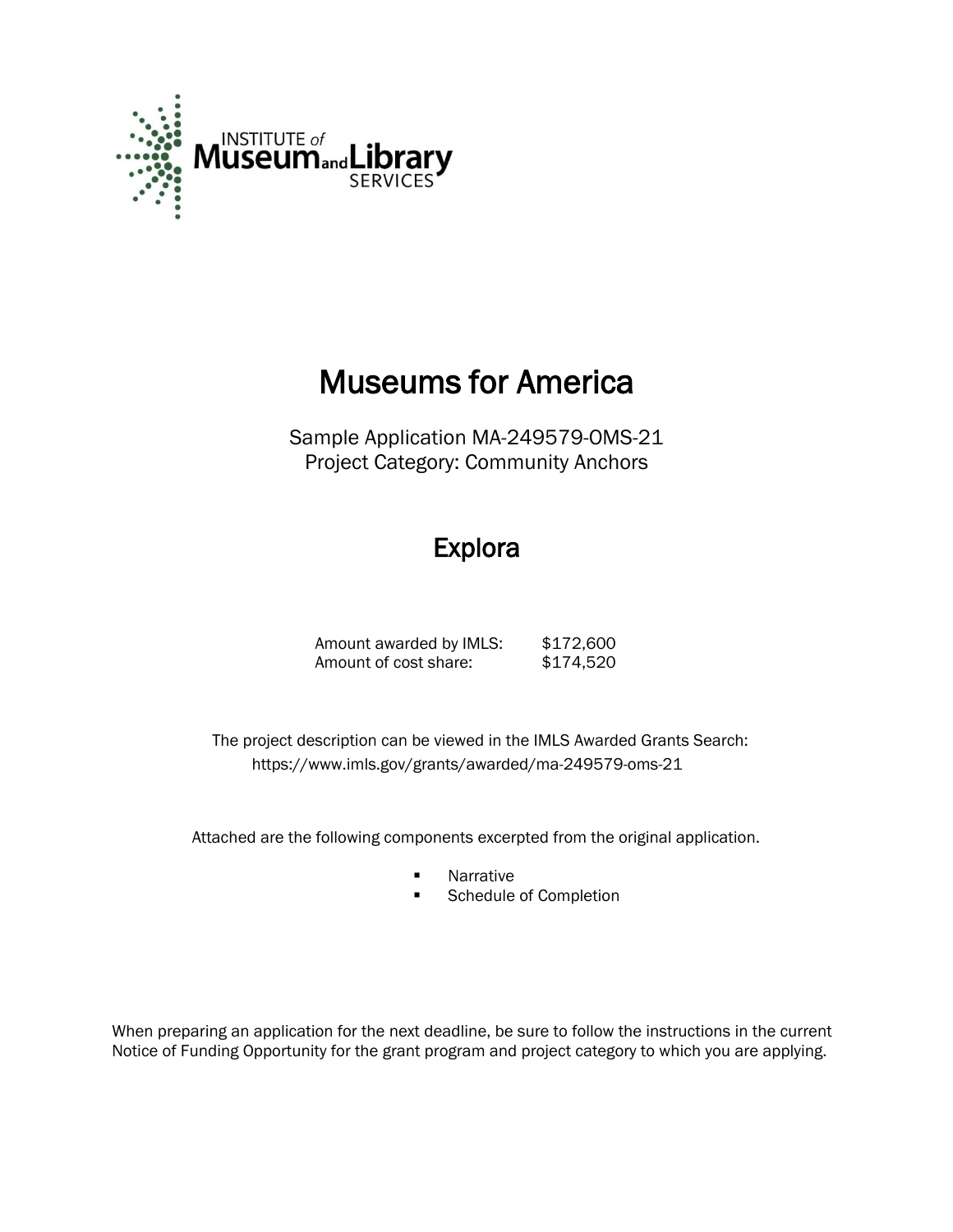INSTITUTE of Museum and Library SERVICES

# Museums for America

Sample Application MA-249579-OMS-21
Project Category: Community Anchors

## Explora

| | |
|---|---|
| Amount awarded by IMLS: | $172,600 |
| Amount of cost share: | $174,520 |

The project description can be viewed in the IMLS Awarded Grants Search:
https://www.imls.gov/grants/awarded/ma-249579-oms-21

Attached are the following components excerpted from the original application.

- Narrative
- Schedule of Completion

When preparing an application for the next deadline, be sure to follow the instructions in the current Notice of Funding Opportunity for the grant program and project category to which you are applying.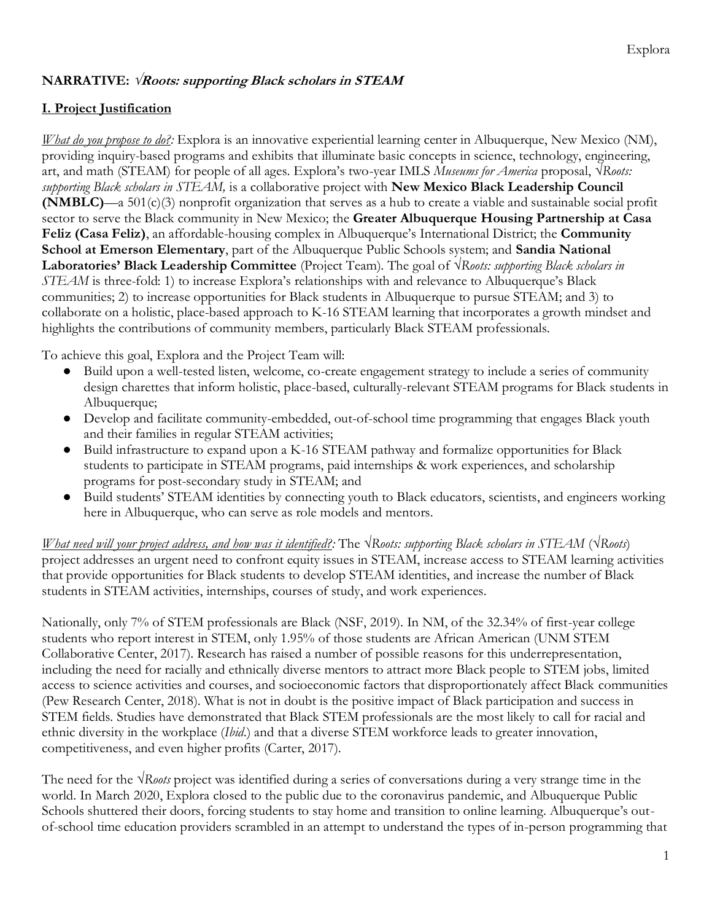## NARRATIVE: √*Roots: supporting Black scholars in STEAM*

### I. Project Justification

*What do you propose to do?:* Explora is an innovative experiential learning center in Albuquerque, New Mexico (NM), providing inquiry-based programs and exhibits that illuminate basic concepts in science, technology, engineering, art, and math (STEAM) for people of all ages. Explora's two-year IMLS *Museums for America* proposal, √*Roots: supporting Black scholars in STEAM,* is a collaborative project with **New Mexico Black Leadership Council (NMBLC)**—a 501(c)(3) nonprofit organization that serves as a hub to create a viable and sustainable social profit sector to serve the Black community in New Mexico; the **Greater Albuquerque Housing Partnership at Casa Feliz (Casa Feliz)**, an affordable-housing complex in Albuquerque's International District; the **Community School at Emerson Elementary**, part of the Albuquerque Public Schools system; and **Sandia National Laboratories' Black Leadership Committee** (Project Team). The goal of √*Roots: supporting Black scholars in STEAM* is three-fold: 1) to increase Explora's relationships with and relevance to Albuquerque's Black communities; 2) to increase opportunities for Black students in Albuquerque to pursue STEAM; and 3) to collaborate on a holistic, place-based approach to K-16 STEAM learning that incorporates a growth mindset and highlights the contributions of community members, particularly Black STEAM professionals.

To achieve this goal, Explora and the Project Team will:

- Build upon a well-tested listen, welcome, co-create engagement strategy to include a series of community design charettes that inform holistic, place-based, culturally-relevant STEAM programs for Black students in Albuquerque;
- Develop and facilitate community-embedded, out-of-school time programming that engages Black youth and their families in regular STEAM activities;
- Build infrastructure to expand upon a K-16 STEAM pathway and formalize opportunities for Black students to participate in STEAM programs, paid internships & work experiences, and scholarship programs for post-secondary study in STEAM; and
- Build students' STEAM identities by connecting youth to Black educators, scientists, and engineers working here in Albuquerque, who can serve as role models and mentors.

*What need will your project address, and how was it identified?:* The √*Roots: supporting Black scholars in STEAM* (√*Roots*) project addresses an urgent need to confront equity issues in STEAM, increase access to STEAM learning activities that provide opportunities for Black students to develop STEAM identities, and increase the number of Black students in STEAM activities, internships, courses of study, and work experiences.

Nationally, only 7% of STEM professionals are Black (NSF, 2019). In NM, of the 32.34% of first-year college students who report interest in STEM, only 1.95% of those students are African American (UNM STEM Collaborative Center, 2017). Research has raised a number of possible reasons for this underrepresentation, including the need for racially and ethnically diverse mentors to attract more Black people to STEM jobs, limited access to science activities and courses, and socioeconomic factors that disproportionately affect Black communities (Pew Research Center, 2018). What is not in doubt is the positive impact of Black participation and success in STEM fields. Studies have demonstrated that Black STEM professionals are the most likely to call for racial and ethnic diversity in the workplace (*Ibid.*) and that a diverse STEM workforce leads to greater innovation, competitiveness, and even higher profits (Carter, 2017).

The need for the √*Roots* project was identified during a series of conversations during a very strange time in the world. In March 2020, Explora closed to the public due to the coronavirus pandemic, and Albuquerque Public Schools shuttered their doors, forcing students to stay home and transition to online learning. Albuquerque's out-of-school time education providers scrambled in an attempt to understand the types of in-person programming that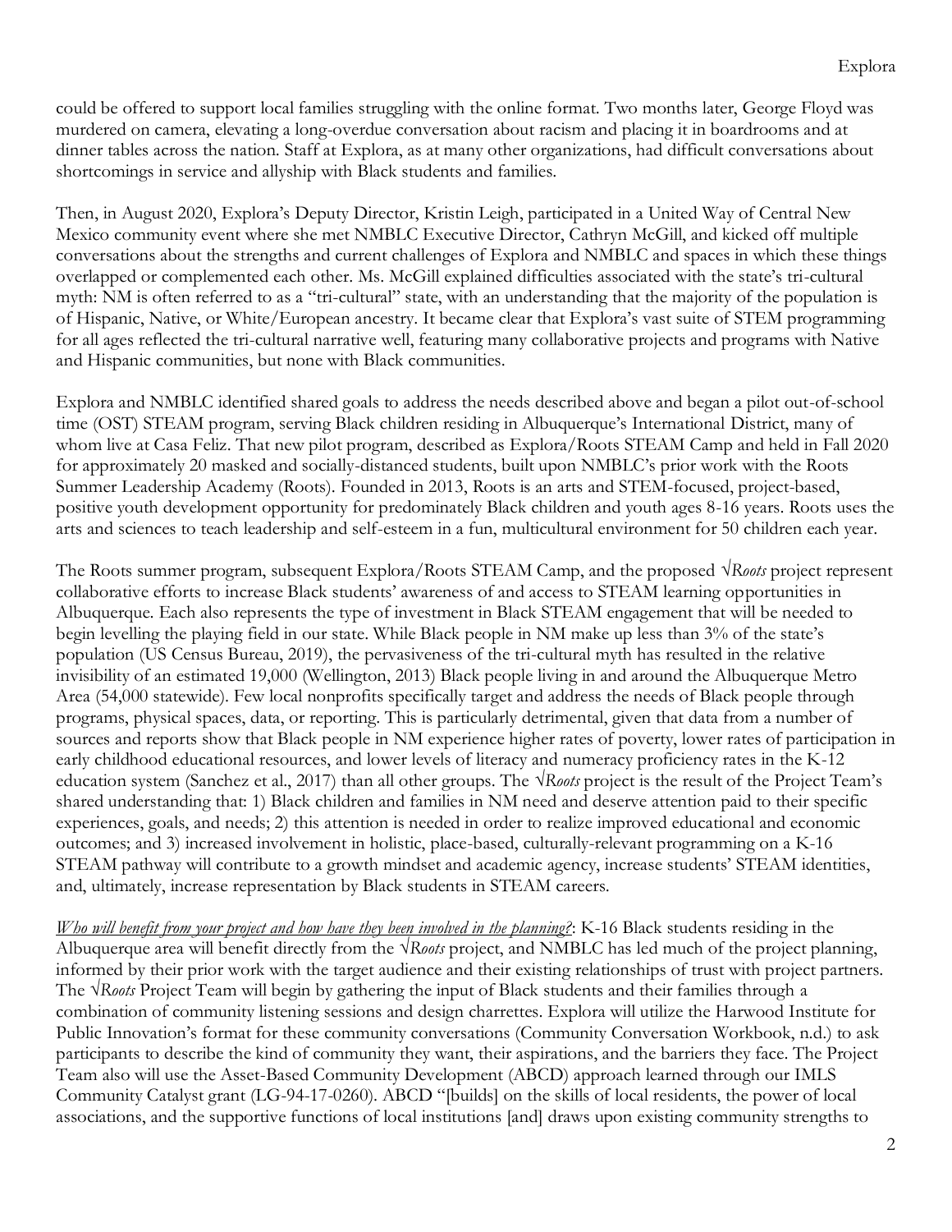could be offered to support local families struggling with the online format. Two months later, George Floyd was murdered on camera, elevating a long-overdue conversation about racism and placing it in boardrooms and at dinner tables across the nation. Staff at Explora, as at many other organizations, had difficult conversations about shortcomings in service and allyship with Black students and families.

Then, in August 2020, Explora's Deputy Director, Kristin Leigh, participated in a United Way of Central New Mexico community event where she met NMBLC Executive Director, Cathryn McGill, and kicked off multiple conversations about the strengths and current challenges of Explora and NMBLC and spaces in which these things overlapped or complemented each other. Ms. McGill explained difficulties associated with the state's tri-cultural myth: NM is often referred to as a "tri-cultural" state, with an understanding that the majority of the population is of Hispanic, Native, or White/European ancestry. It became clear that Explora's vast suite of STEM programming for all ages reflected the tri-cultural narrative well, featuring many collaborative projects and programs with Native and Hispanic communities, but none with Black communities.

Explora and NMBLC identified shared goals to address the needs described above and began a pilot out-of-school time (OST) STEAM program, serving Black children residing in Albuquerque's International District, many of whom live at Casa Feliz. That new pilot program, described as Explora/Roots STEAM Camp and held in Fall 2020 for approximately 20 masked and socially-distanced students, built upon NMBLC's prior work with the Roots Summer Leadership Academy (Roots). Founded in 2013, Roots is an arts and STEM-focused, project-based, positive youth development opportunity for predominately Black children and youth ages 8-16 years. Roots uses the arts and sciences to teach leadership and self-esteem in a fun, multicultural environment for 50 children each year.

The Roots summer program, subsequent Explora/Roots STEAM Camp, and the proposed *√Roots* project represent collaborative efforts to increase Black students' awareness of and access to STEAM learning opportunities in Albuquerque. Each also represents the type of investment in Black STEAM engagement that will be needed to begin levelling the playing field in our state. While Black people in NM make up less than 3% of the state's population (US Census Bureau, 2019), the pervasiveness of the tri-cultural myth has resulted in the relative invisibility of an estimated 19,000 (Wellington, 2013) Black people living in and around the Albuquerque Metro Area (54,000 statewide). Few local nonprofits specifically target and address the needs of Black people through programs, physical spaces, data, or reporting. This is particularly detrimental, given that data from a number of sources and reports show that Black people in NM experience higher rates of poverty, lower rates of participation in early childhood educational resources, and lower levels of literacy and numeracy proficiency rates in the K-12 education system (Sanchez et al., 2017) than all other groups. The *√Roots* project is the result of the Project Team's shared understanding that: 1) Black children and families in NM need and deserve attention paid to their specific experiences, goals, and needs; 2) this attention is needed in order to realize improved educational and economic outcomes; and 3) increased involvement in holistic, place-based, culturally-relevant programming on a K-16 STEAM pathway will contribute to a growth mindset and academic agency, increase students' STEAM identities, and, ultimately, increase representation by Black students in STEAM careers.

*Who will benefit from your project and how have they been involved in the planning?*: K-16 Black students residing in the Albuquerque area will benefit directly from the *√Roots* project, and NMBLC has led much of the project planning, informed by their prior work with the target audience and their existing relationships of trust with project partners. The *√Roots* Project Team will begin by gathering the input of Black students and their families through a combination of community listening sessions and design charrettes. Explora will utilize the Harwood Institute for Public Innovation's format for these community conversations (Community Conversation Workbook, n.d.) to ask participants to describe the kind of community they want, their aspirations, and the barriers they face. The Project Team also will use the Asset-Based Community Development (ABCD) approach learned through our IMLS Community Catalyst grant (LG-94-17-0260). ABCD "[builds] on the skills of local residents, the power of local associations, and the supportive functions of local institutions [and] draws upon existing community strengths to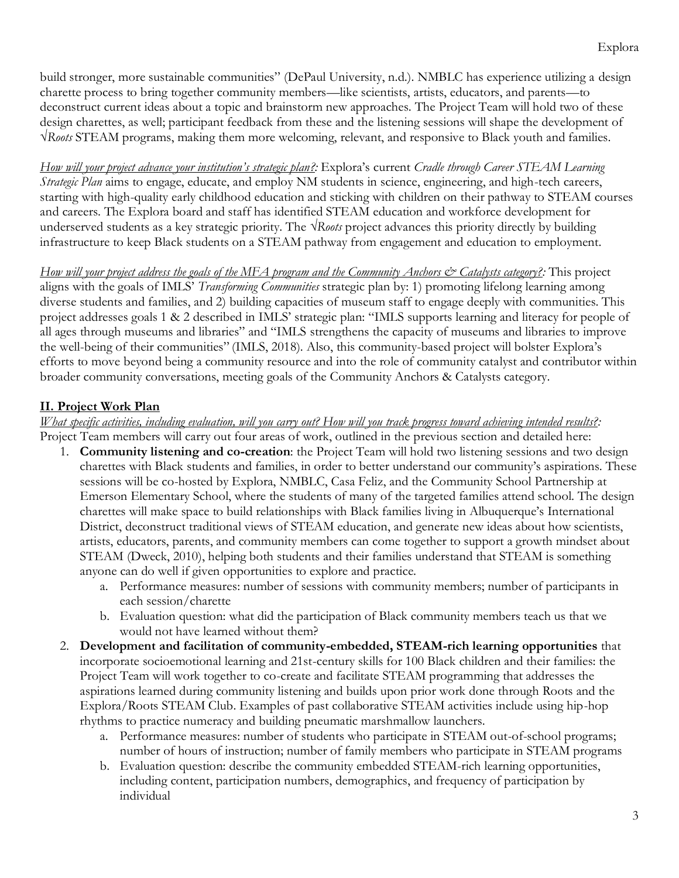build stronger, more sustainable communities" (DePaul University, n.d.). NMBLC has experience utilizing a design charette process to bring together community members—like scientists, artists, educators, and parents—to deconstruct current ideas about a topic and brainstorm new approaches. The Project Team will hold two of these design charettes, as well; participant feedback from these and the listening sessions will shape the development of √*Roots* STEAM programs, making them more welcoming, relevant, and responsive to Black youth and families.

*How will your project advance your institution's strategic plan?:* Explora's current *Cradle through Career STEAM Learning Strategic Plan* aims to engage, educate, and employ NM students in science, engineering, and high-tech careers, starting with high-quality early childhood education and sticking with children on their pathway to STEAM courses and careers. The Explora board and staff has identified STEAM education and workforce development for underserved students as a key strategic priority. The √*Roots* project advances this priority directly by building infrastructure to keep Black students on a STEAM pathway from engagement and education to employment.

*How will your project address the goals of the MFA program and the Community Anchors & Catalysts category?:* This project aligns with the goals of IMLS' *Transforming Communities* strategic plan by: 1) promoting lifelong learning among diverse students and families, and 2) building capacities of museum staff to engage deeply with communities. This project addresses goals 1 & 2 described in IMLS' strategic plan: "IMLS supports learning and literacy for people of all ages through museums and libraries" and "IMLS strengthens the capacity of museums and libraries to improve the well-being of their communities" (IMLS, 2018). Also, this community-based project will bolster Explora's efforts to move beyond being a community resource and into the role of community catalyst and contributor within broader community conversations, meeting goals of the Community Anchors & Catalysts category.

## II. Project Work Plan

*What specific activities, including evaluation, will you carry out? How will you track progress toward achieving intended results?:* Project Team members will carry out four areas of work, outlined in the previous section and detailed here:

1. **Community listening and co-creation**: the Project Team will hold two listening sessions and two design charettes with Black students and families, in order to better understand our community's aspirations. These sessions will be co-hosted by Explora, NMBLC, Casa Feliz, and the Community School Partnership at Emerson Elementary School, where the students of many of the targeted families attend school. The design charettes will make space to build relationships with Black families living in Albuquerque's International District, deconstruct traditional views of STEAM education, and generate new ideas about how scientists, artists, educators, parents, and community members can come together to support a growth mindset about STEAM (Dweck, 2010), helping both students and their families understand that STEAM is something anyone can do well if given opportunities to explore and practice.
   a. Performance measures: number of sessions with community members; number of participants in each session/charette
   b. Evaluation question: what did the participation of Black community members teach us that we would not have learned without them?
2. **Development and facilitation of community-embedded, STEAM-rich learning opportunities** that incorporate socioemotional learning and 21st-century skills for 100 Black children and their families: the Project Team will work together to co-create and facilitate STEAM programming that addresses the aspirations learned during community listening and builds upon prior work done through Roots and the Explora/Roots STEAM Club. Examples of past collaborative STEAM activities include using hip-hop rhythms to practice numeracy and building pneumatic marshmallow launchers.
   a. Performance measures: number of students who participate in STEAM out-of-school programs; number of hours of instruction; number of family members who participate in STEAM programs
   b. Evaluation question: describe the community embedded STEAM-rich learning opportunities, including content, participation numbers, demographics, and frequency of participation by individual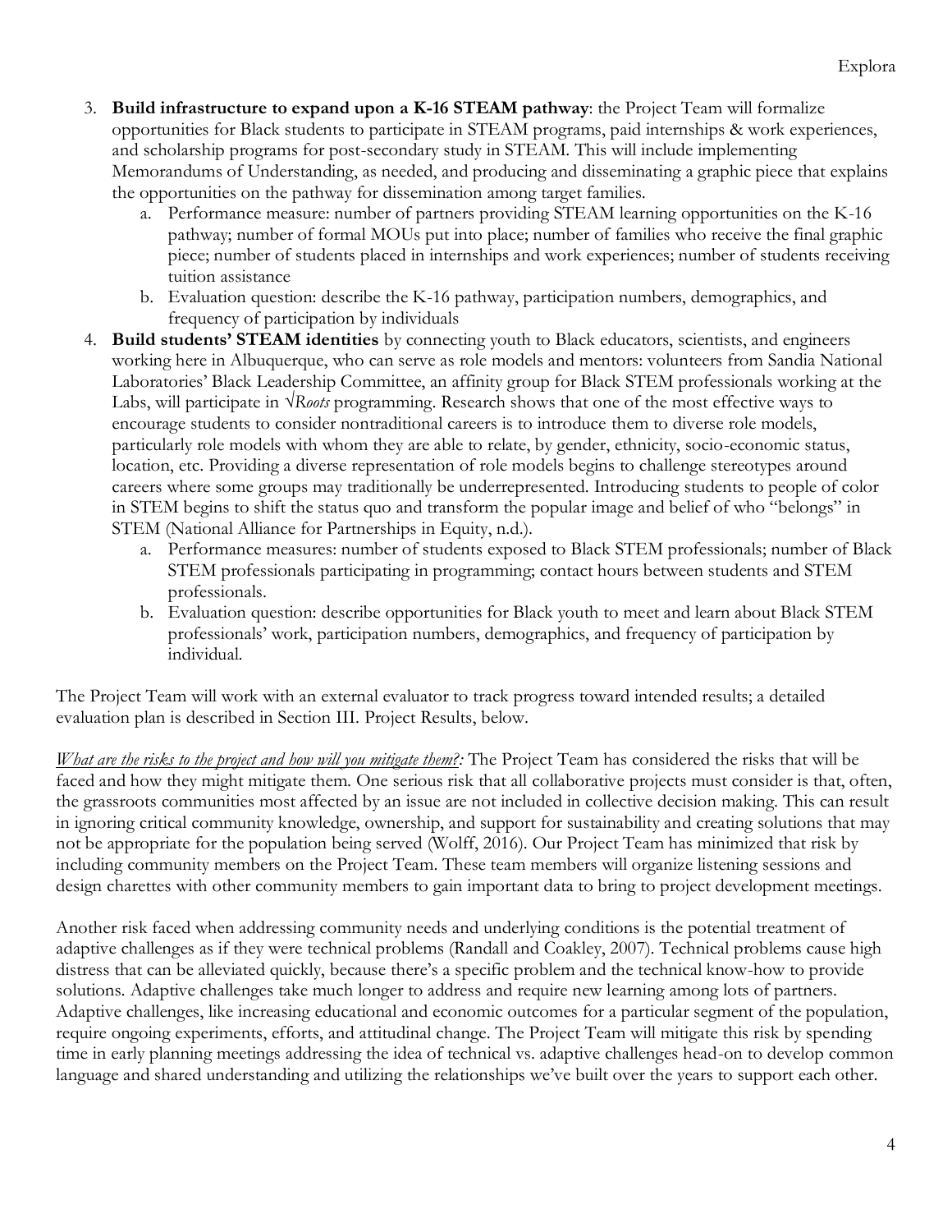3. **Build infrastructure to expand upon a K-16 STEAM pathway**: the Project Team will formalize opportunities for Black students to participate in STEAM programs, paid internships & work experiences, and scholarship programs for post-secondary study in STEAM. This will include implementing Memorandums of Understanding, as needed, and producing and disseminating a graphic piece that explains the opportunities on the pathway for dissemination among target families.
    a. Performance measure: number of partners providing STEAM learning opportunities on the K-16 pathway; number of formal MOUs put into place; number of families who receive the final graphic piece; number of students placed in internships and work experiences; number of students receiving tuition assistance
    b. Evaluation question: describe the K-16 pathway, participation numbers, demographics, and frequency of participation by individuals
4. **Build students' STEAM identities** by connecting youth to Black educators, scientists, and engineers working here in Albuquerque, who can serve as role models and mentors: volunteers from Sandia National Laboratories' Black Leadership Committee, an affinity group for Black STEM professionals working at the Labs, will participate in √*Roots* programming. Research shows that one of the most effective ways to encourage students to consider nontraditional careers is to introduce them to diverse role models, particularly role models with whom they are able to relate, by gender, ethnicity, socio-economic status, location, etc. Providing a diverse representation of role models begins to challenge stereotypes around careers where some groups may traditionally be underrepresented. Introducing students to people of color in STEM begins to shift the status quo and transform the popular image and belief of who "belongs" in STEM (National Alliance for Partnerships in Equity, n.d.).
    a. Performance measures: number of students exposed to Black STEM professionals; number of Black STEM professionals participating in programming; contact hours between students and STEM professionals.
    b. Evaluation question: describe opportunities for Black youth to meet and learn about Black STEM professionals' work, participation numbers, demographics, and frequency of participation by individual.

The Project Team will work with an external evaluator to track progress toward intended results; a detailed evaluation plan is described in Section III. Project Results, below.

*What are the risks to the project and how will you mitigate them?:* The Project Team has considered the risks that will be faced and how they might mitigate them. One serious risk that all collaborative projects must consider is that, often, the grassroots communities most affected by an issue are not included in collective decision making. This can result in ignoring critical community knowledge, ownership, and support for sustainability and creating solutions that may not be appropriate for the population being served (Wolff, 2016). Our Project Team has minimized that risk by including community members on the Project Team. These team members will organize listening sessions and design charettes with other community members to gain important data to bring to project development meetings.

Another risk faced when addressing community needs and underlying conditions is the potential treatment of adaptive challenges as if they were technical problems (Randall and Coakley, 2007). Technical problems cause high distress that can be alleviated quickly, because there's a specific problem and the technical know-how to provide solutions. Adaptive challenges take much longer to address and require new learning among lots of partners. Adaptive challenges, like increasing educational and economic outcomes for a particular segment of the population, require ongoing experiments, efforts, and attitudinal change. The Project Team will mitigate this risk by spending time in early planning meetings addressing the idea of technical vs. adaptive challenges head-on to develop common language and shared understanding and utilizing the relationships we've built over the years to support each other.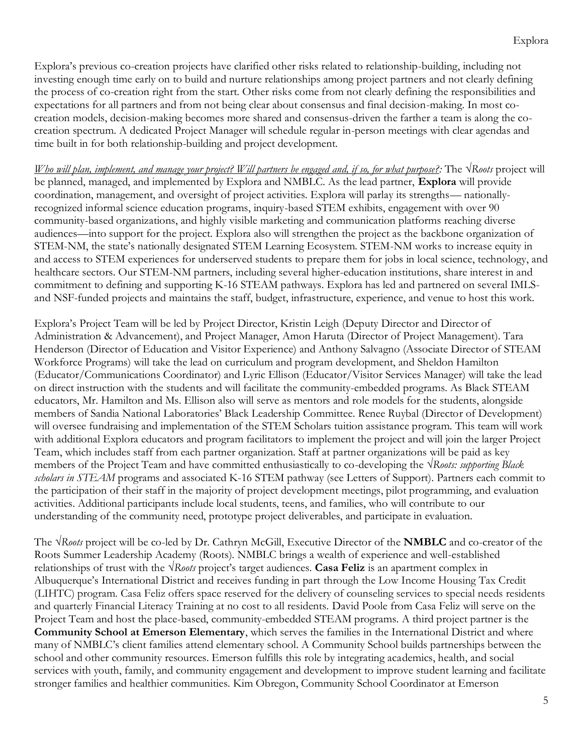Explora's previous co-creation projects have clarified other risks related to relationship-building, including not investing enough time early on to build and nurture relationships among project partners and not clearly defining the process of co-creation right from the start. Other risks come from not clearly defining the responsibilities and expectations for all partners and from not being clear about consensus and final decision-making. In most co-creation models, decision-making becomes more shared and consensus-driven the farther a team is along the co-creation spectrum. A dedicated Project Manager will schedule regular in-person meetings with clear agendas and time built in for both relationship-building and project development.

*Who will plan, implement, and manage your project? Will partners be engaged and, if so, for what purpose?:* The √*Roots* project will be planned, managed, and implemented by Explora and NMBLC. As the lead partner, **Explora** will provide coordination, management, and oversight of project activities. Explora will parlay its strengths— nationally-recognized informal science education programs, inquiry-based STEM exhibits, engagement with over 90 community-based organizations, and highly visible marketing and communication platforms reaching diverse audiences—into support for the project. Explora also will strengthen the project as the backbone organization of STEM-NM, the state's nationally designated STEM Learning Ecosystem. STEM-NM works to increase equity in and access to STEM experiences for underserved students to prepare them for jobs in local science, technology, and healthcare sectors. Our STEM-NM partners, including several higher-education institutions, share interest in and commitment to defining and supporting K-16 STEAM pathways. Explora has led and partnered on several IMLS- and NSF-funded projects and maintains the staff, budget, infrastructure, experience, and venue to host this work.

Explora's Project Team will be led by Project Director, Kristin Leigh (Deputy Director and Director of Administration & Advancement), and Project Manager, Amon Haruta (Director of Project Management). Tara Henderson (Director of Education and Visitor Experience) and Anthony Salvagno (Associate Director of STEAM Workforce Programs) will take the lead on curriculum and program development, and Sheldon Hamilton (Educator/Communications Coordinator) and Lyric Ellison (Educator/Visitor Services Manager) will take the lead on direct instruction with the students and will facilitate the community-embedded programs. As Black STEAM educators, Mr. Hamilton and Ms. Ellison also will serve as mentors and role models for the students, alongside members of Sandia National Laboratories' Black Leadership Committee. Renee Ruybal (Director of Development) will oversee fundraising and implementation of the STEM Scholars tuition assistance program. This team will work with additional Explora educators and program facilitators to implement the project and will join the larger Project Team, which includes staff from each partner organization. Staff at partner organizations will be paid as key members of the Project Team and have committed enthusiastically to co-developing the √*Roots: supporting Black scholars in STEAM* programs and associated K-16 STEM pathway (see Letters of Support). Partners each commit to the participation of their staff in the majority of project development meetings, pilot programming, and evaluation activities. Additional participants include local students, teens, and families, who will contribute to our understanding of the community need, prototype project deliverables, and participate in evaluation.

The √*Roots* project will be co-led by Dr. Cathryn McGill, Executive Director of the **NMBLC** and co-creator of the Roots Summer Leadership Academy (Roots). NMBLC brings a wealth of experience and well-established relationships of trust with the √*Roots* project's target audiences. **Casa Feliz** is an apartment complex in Albuquerque's International District and receives funding in part through the Low Income Housing Tax Credit (LIHTC) program. Casa Feliz offers space reserved for the delivery of counseling services to special needs residents and quarterly Financial Literacy Training at no cost to all residents. David Poole from Casa Feliz will serve on the Project Team and host the place-based, community-embedded STEAM programs. A third project partner is the **Community School at Emerson Elementary**, which serves the families in the International District and where many of NMBLC's client families attend elementary school. A Community School builds partnerships between the school and other community resources. Emerson fulfills this role by integrating academics, health, and social services with youth, family, and community engagement and development to improve student learning and facilitate stronger families and healthier communities. Kim Obregon, Community School Coordinator at Emerson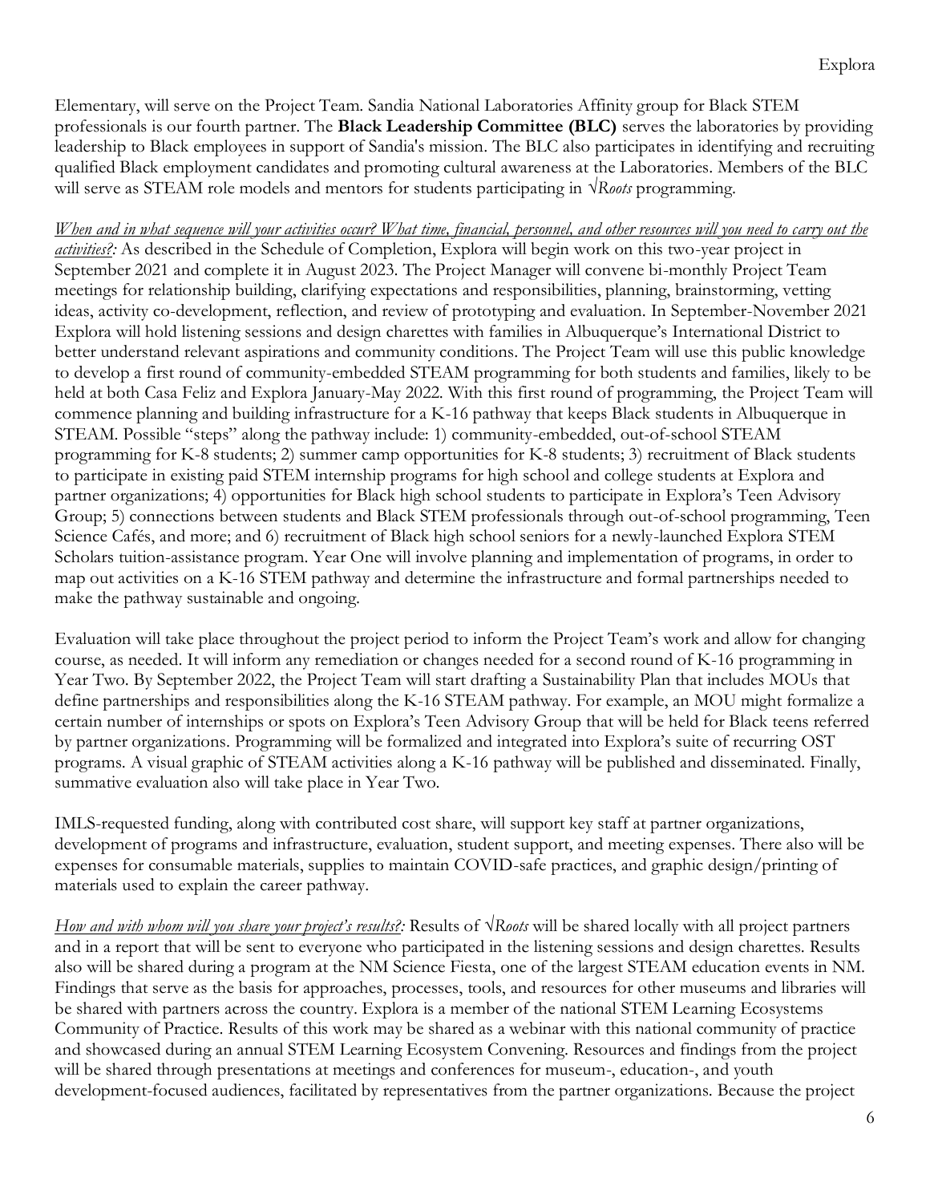Elementary, will serve on the Project Team. Sandia National Laboratories Affinity group for Black STEM professionals is our fourth partner. The **Black Leadership Committee (BLC)** serves the laboratories by providing leadership to Black employees in support of Sandia's mission. The BLC also participates in identifying and recruiting qualified Black employment candidates and promoting cultural awareness at the Laboratories. Members of the BLC will serve as STEAM role models and mentors for students participating in √*Roots* programming.

*When and in what sequence will your activities occur? What time, financial, personnel, and other resources will you need to carry out the activities?:* As described in the Schedule of Completion, Explora will begin work on this two-year project in September 2021 and complete it in August 2023. The Project Manager will convene bi-monthly Project Team meetings for relationship building, clarifying expectations and responsibilities, planning, brainstorming, vetting ideas, activity co-development, reflection, and review of prototyping and evaluation. In September-November 2021 Explora will hold listening sessions and design charettes with families in Albuquerque's International District to better understand relevant aspirations and community conditions. The Project Team will use this public knowledge to develop a first round of community-embedded STEAM programming for both students and families, likely to be held at both Casa Feliz and Explora January-May 2022. With this first round of programming, the Project Team will commence planning and building infrastructure for a K-16 pathway that keeps Black students in Albuquerque in STEAM. Possible "steps" along the pathway include: 1) community-embedded, out-of-school STEAM programming for K-8 students; 2) summer camp opportunities for K-8 students; 3) recruitment of Black students to participate in existing paid STEM internship programs for high school and college students at Explora and partner organizations; 4) opportunities for Black high school students to participate in Explora's Teen Advisory Group; 5) connections between students and Black STEM professionals through out-of-school programming, Teen Science Cafés, and more; and 6) recruitment of Black high school seniors for a newly-launched Explora STEM Scholars tuition-assistance program. Year One will involve planning and implementation of programs, in order to map out activities on a K-16 STEM pathway and determine the infrastructure and formal partnerships needed to make the pathway sustainable and ongoing.

Evaluation will take place throughout the project period to inform the Project Team's work and allow for changing course, as needed. It will inform any remediation or changes needed for a second round of K-16 programming in Year Two. By September 2022, the Project Team will start drafting a Sustainability Plan that includes MOUs that define partnerships and responsibilities along the K-16 STEAM pathway. For example, an MOU might formalize a certain number of internships or spots on Explora's Teen Advisory Group that will be held for Black teens referred by partner organizations. Programming will be formalized and integrated into Explora's suite of recurring OST programs. A visual graphic of STEAM activities along a K-16 pathway will be published and disseminated. Finally, summative evaluation also will take place in Year Two.

IMLS-requested funding, along with contributed cost share, will support key staff at partner organizations, development of programs and infrastructure, evaluation, student support, and meeting expenses. There also will be expenses for consumable materials, supplies to maintain COVID-safe practices, and graphic design/printing of materials used to explain the career pathway.

*How and with whom will you share your project's results?:* Results of √*Roots* will be shared locally with all project partners and in a report that will be sent to everyone who participated in the listening sessions and design charettes. Results also will be shared during a program at the NM Science Fiesta, one of the largest STEAM education events in NM. Findings that serve as the basis for approaches, processes, tools, and resources for other museums and libraries will be shared with partners across the country. Explora is a member of the national STEM Learning Ecosystems Community of Practice. Results of this work may be shared as a webinar with this national community of practice and showcased during an annual STEM Learning Ecosystem Convening. Resources and findings from the project will be shared through presentations at meetings and conferences for museum-, education-, and youth development-focused audiences, facilitated by representatives from the partner organizations. Because the project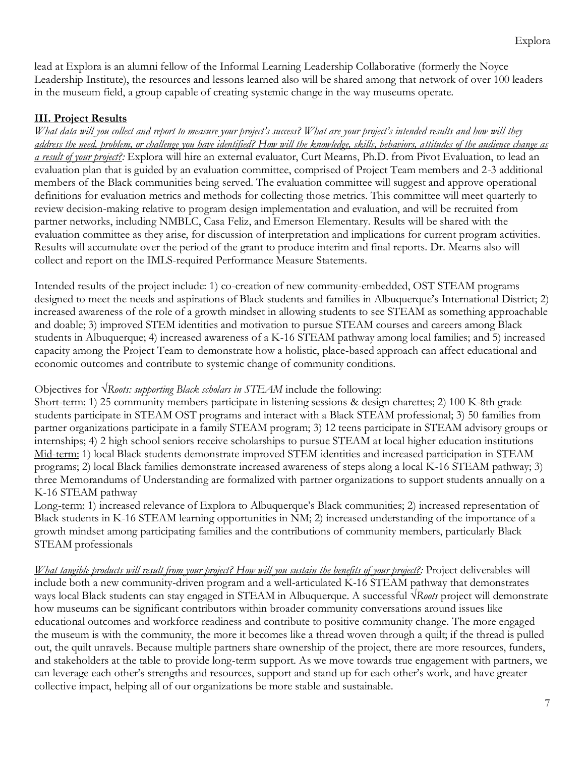lead at Explora is an alumni fellow of the Informal Learning Leadership Collaborative (formerly the Noyce Leadership Institute), the resources and lessons learned also will be shared among that network of over 100 leaders in the museum field, a group capable of creating systemic change in the way museums operate.

## III. Project Results

*What data will you collect and report to measure your project's success? What are your project's intended results and how will they address the need, problem, or challenge you have identified? How will the knowledge, skills, behaviors, attitudes of the audience change as a result of your project?:* Explora will hire an external evaluator, Curt Mearns, Ph.D. from Pivot Evaluation, to lead an evaluation plan that is guided by an evaluation committee, comprised of Project Team members and 2-3 additional members of the Black communities being served. The evaluation committee will suggest and approve operational definitions for evaluation metrics and methods for collecting those metrics. This committee will meet quarterly to review decision-making relative to program design implementation and evaluation, and will be recruited from partner networks, including NMBLC, Casa Feliz, and Emerson Elementary. Results will be shared with the evaluation committee as they arise, for discussion of interpretation and implications for current program activities. Results will accumulate over the period of the grant to produce interim and final reports. Dr. Mearns also will collect and report on the IMLS-required Performance Measure Statements.

Intended results of the project include: 1) co-creation of new community-embedded, OST STEAM programs designed to meet the needs and aspirations of Black students and families in Albuquerque's International District; 2) increased awareness of the role of a growth mindset in allowing students to see STEAM as something approachable and doable; 3) improved STEM identities and motivation to pursue STEAM courses and careers among Black students in Albuquerque; 4) increased awareness of a K-16 STEAM pathway among local families; and 5) increased capacity among the Project Team to demonstrate how a holistic, place-based approach can affect educational and economic outcomes and contribute to systemic change of community conditions.

Objectives for *√Roots: supporting Black scholars in STEAM* include the following:

Short-term: 1) 25 community members participate in listening sessions & design charettes; 2) 100 K-8th grade students participate in STEAM OST programs and interact with a Black STEAM professional; 3) 50 families from partner organizations participate in a family STEAM program; 3) 12 teens participate in STEAM advisory groups or internships; 4) 2 high school seniors receive scholarships to pursue STEAM at local higher education institutions

Mid-term: 1) local Black students demonstrate improved STEM identities and increased participation in STEAM programs; 2) local Black families demonstrate increased awareness of steps along a local K-16 STEAM pathway; 3) three Memorandums of Understanding are formalized with partner organizations to support students annually on a K-16 STEAM pathway

Long-term: 1) increased relevance of Explora to Albuquerque's Black communities; 2) increased representation of Black students in K-16 STEAM learning opportunities in NM; 2) increased understanding of the importance of a growth mindset among participating families and the contributions of community members, particularly Black STEAM professionals

*What tangible products will result from your project? How will you sustain the benefits of your project?:* Project deliverables will include both a new community-driven program and a well-articulated K-16 STEAM pathway that demonstrates ways local Black students can stay engaged in STEAM in Albuquerque. A successful *√Roots* project will demonstrate how museums can be significant contributors within broader community conversations around issues like educational outcomes and workforce readiness and contribute to positive community change. The more engaged the museum is with the community, the more it becomes like a thread woven through a quilt; if the thread is pulled out, the quilt unravels. Because multiple partners share ownership of the project, there are more resources, funders, and stakeholders at the table to provide long-term support. As we move towards true engagement with partners, we can leverage each other's strengths and resources, support and stand up for each other's work, and have greater collective impact, helping all of our organizations be more stable and sustainable.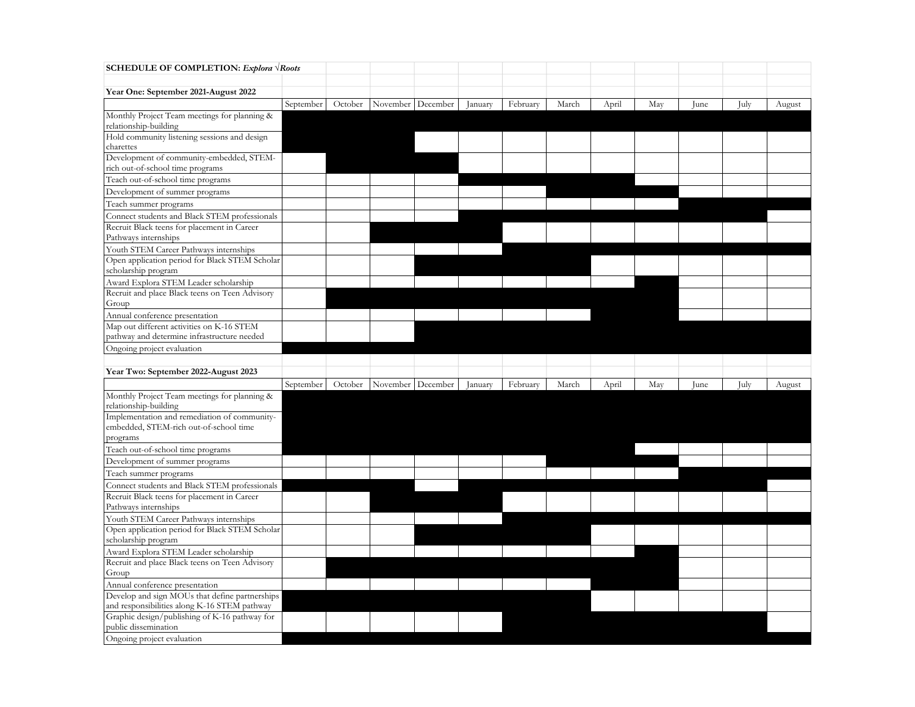**SCHEDULE OF COMPLETION:** ***Explora √Roots***

**Year One: September 2021-August 2022**

| | September | October | November | December | January | February | March | April | May | June | July | August |
|---|---|---|---|---|---|---|---|---|---|---|---|---|
| Monthly Project Team meetings for planning & relationship-building | ■ | ■ | ■ | ■ | ■ | ■ | ■ | ■ | ■ | ■ | ■ | ■ |
| Hold community listening sessions and design charettes | ■ | ■ | ■ | | | | | | | | | |
| Development of community-embedded, STEM-rich out-of-school time programs | | ■ | ■ | ■ | | | | | | | | |
| Teach out-of-school time programs | | | | | ■ | ■ | ■ | ■ | | | | |
| Development of summer programs | | | | | | | ■ | ■ | ■ | | | |
| Teach summer programs | | | | | | | | | | ■ | ■ | ■ |
| Connect students and Black STEM professionals | | | | | ■ | ■ | ■ | ■ | ■ | ■ | ■ | |
| Recruit Black teens for placement in Career Pathways internships | | | ■ | ■ | ■ | | | | | | | |
| Youth STEM Career Pathways internships | | | | | | ■ | ■ | ■ | ■ | ■ | ■ | ■ |
| Open application period for Black STEM Scholar scholarship program | | | | ■ | ■ | ■ | ■ | | | | | |
| Award Explora STEM Leader scholarship | | | | | | | | | ■ | | | |
| Recruit and place Black teens on Teen Advisory Group | | ■ | ■ | ■ | ■ | ■ | ■ | ■ | ■ | | | |
| Annual conference presentation | | | | | | | | ■ | ■ | | | |
| Map out different activities on K-16 STEM pathway and determine infrastructure needed | | | | ■ | ■ | ■ | ■ | ■ | ■ | ■ | ■ | ■ |
| Ongoing project evaluation | ■ | ■ | ■ | ■ | ■ | ■ | ■ | ■ | ■ | ■ | ■ | ■ |

**Year Two: September 2022-August 2023**

| | September | October | November | December | January | February | March | April | May | June | July | August |
|---|---|---|---|---|---|---|---|---|---|---|---|---|
| Monthly Project Team meetings for planning & relationship-building | ■ | ■ | ■ | ■ | ■ | ■ | ■ | ■ | ■ | ■ | ■ | ■ |
| Implementation and remediation of community-embedded, STEM-rich out-of-school time programs | ■ | ■ | ■ | ■ | ■ | ■ | ■ | ■ | ■ | ■ | ■ | ■ |
| Teach out-of-school time programs | ■ | ■ | ■ | ■ | ■ | ■ | ■ | ■ | | | | |
| Development of summer programs | | | | | | | ■ | ■ | ■ | | | |
| Teach summer programs | | | | | | | | | | ■ | ■ | ■ |
| Connect students and Black STEM professionals | ■ | ■ | ■ | | ■ | ■ | ■ | ■ | ■ | ■ | ■ | |
| Recruit Black teens for placement in Career Pathways internships | | | ■ | ■ | ■ | | | | | | | |
| Youth STEM Career Pathways internships | | | | | | ■ | ■ | ■ | ■ | ■ | ■ | ■ |
| Open application period for Black STEM Scholar scholarship program | | | | ■ | ■ | ■ | ■ | | | | | |
| Award Explora STEM Leader scholarship | | | | | | | | | ■ | | | |
| Recruit and place Black teens on Teen Advisory Group | | ■ | ■ | ■ | ■ | ■ | ■ | ■ | ■ | | | |
| Annual conference presentation | | | | | | | | ■ | ■ | | | |
| Develop and sign MOUs that define partnerships and responsibilities along K-16 STEM pathway | ■ | ■ | ■ | ■ | ■ | ■ | ■ | | | | | |
| Graphic design/publishing of K-16 pathway for public dissemination | | | | | | ■ | ■ | ■ | ■ | ■ | ■ | |
| Ongoing project evaluation | ■ | ■ | ■ | ■ | ■ | ■ | ■ | ■ | ■ | ■ | ■ | ■ |